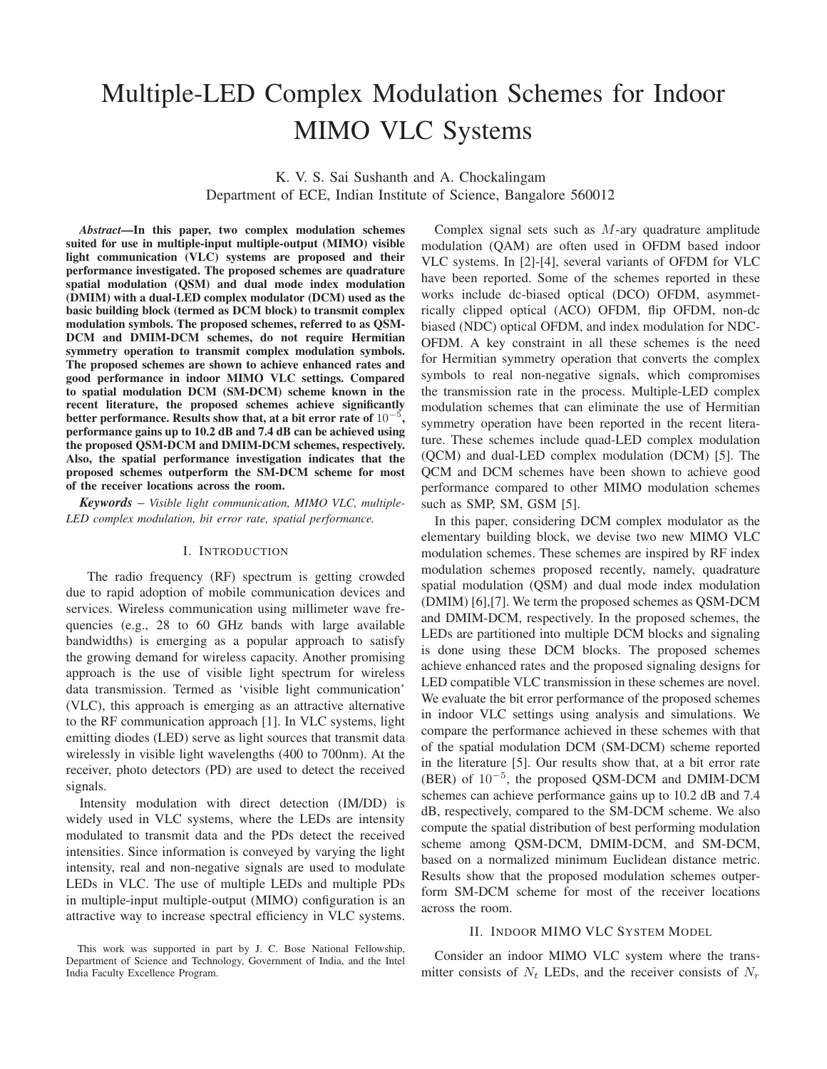# Multiple-LED Complex Modulation Schemes for Indoor MIMO VLC Systems

K. V. S. Sai Sushanth and A. Chockalingam
Department of ECE, Indian Institute of Science, Bangalore 560012

***Abstract*—In this paper, two complex modulation schemes suited for use in multiple-input multiple-output (MIMO) visible light communication (VLC) systems are proposed and their performance investigated. The proposed schemes are quadrature spatial modulation (QSM) and dual mode index modulation (DMIM) with a dual-LED complex modulator (DCM) used as the basic building block (termed as DCM block) to transmit complex modulation symbols. The proposed schemes, referred to as QSM-DCM and DMIM-DCM schemes, do not require Hermitian symmetry operation to transmit complex modulation symbols. The proposed schemes are shown to achieve enhanced rates and good performance in indoor MIMO VLC settings. Compared to spatial modulation DCM (SM-DCM) scheme known in the recent literature, the proposed schemes achieve significantly better performance. Results show that, at a bit error rate of $10^{-5}$, performance gains up to 10.2 dB and 7.4 dB can be achieved using the proposed QSM-DCM and DMIM-DCM schemes, respectively. Also, the spatial performance investigation indicates that the proposed schemes outperform the SM-DCM scheme for most of the receiver locations across the room.**

***Keywords*** *– Visible light communication, MIMO VLC, multiple-LED complex modulation, bit error rate, spatial performance.*

## I. Introduction

The radio frequency (RF) spectrum is getting crowded due to rapid adoption of mobile communication devices and services. Wireless communication using millimeter wave frequencies (e.g., 28 to 60 GHz bands with large available bandwidths) is emerging as a popular approach to satisfy the growing demand for wireless capacity. Another promising approach is the use of visible light spectrum for wireless data transmission. Termed as 'visible light communication' (VLC), this approach is emerging as an attractive alternative to the RF communication approach [1]. In VLC systems, light emitting diodes (LED) serve as light sources that transmit data wirelessly in visible light wavelengths (400 to 700nm). At the receiver, photo detectors (PD) are used to detect the received signals.

Intensity modulation with direct detection (IM/DD) is widely used in VLC systems, where the LEDs are intensity modulated to transmit data and the PDs detect the received intensities. Since information is conveyed by varying the light intensity, real and non-negative signals are used to modulate LEDs in VLC. The use of multiple LEDs and multiple PDs in multiple-input multiple-output (MIMO) configuration is an attractive way to increase spectral efficiency in VLC systems.

Complex signal sets such as $M$-ary quadrature amplitude modulation (QAM) are often used in OFDM based indoor VLC systems. In [2]-[4], several variants of OFDM for VLC have been reported. Some of the schemes reported in these works include dc-biased optical (DCO) OFDM, asymmetrically clipped optical (ACO) OFDM, flip OFDM, non-dc biased (NDC) optical OFDM, and index modulation for NDC-OFDM. A key constraint in all these schemes is the need for Hermitian symmetry operation that converts the complex symbols to real non-negative signals, which compromises the transmission rate in the process. Multiple-LED complex modulation schemes that can eliminate the use of Hermitian symmetry operation have been reported in the recent literature. These schemes include quad-LED complex modulation (QCM) and dual-LED complex modulation (DCM) [5]. The QCM and DCM schemes have been shown to achieve good performance compared to other MIMO modulation schemes such as SMP, SM, GSM [5].

In this paper, considering DCM complex modulator as the elementary building block, we devise two new MIMO VLC modulation schemes. These schemes are inspired by RF index modulation schemes proposed recently, namely, quadrature spatial modulation (QSM) and dual mode index modulation (DMIM) [6],[7]. We term the proposed schemes as QSM-DCM and DMIM-DCM, respectively. In the proposed schemes, the LEDs are partitioned into multiple DCM blocks and signaling is done using these DCM blocks. The proposed schemes achieve enhanced rates and the proposed signaling designs for LED compatible VLC transmission in these schemes are novel. We evaluate the bit error performance of the proposed schemes in indoor VLC settings using analysis and simulations. We compare the performance achieved in these schemes with that of the spatial modulation DCM (SM-DCM) scheme reported in the literature [5]. Our results show that, at a bit error rate (BER) of $10^{-5}$, the proposed QSM-DCM and DMIM-DCM schemes can achieve performance gains up to 10.2 dB and 7.4 dB, respectively, compared to the SM-DCM scheme. We also compute the spatial distribution of best performing modulation scheme among QSM-DCM, DMIM-DCM, and SM-DCM, based on a normalized minimum Euclidean distance metric. Results show that the proposed modulation schemes outperform SM-DCM scheme for most of the receiver locations across the room.

## II. Indoor MIMO VLC System Model

Consider an indoor MIMO VLC system where the transmitter consists of $N_t$ LEDs, and the receiver consists of $N_r$

This work was supported in part by J. C. Bose National Fellowship, Department of Science and Technology, Government of India, and the Intel India Faculty Excellence Program.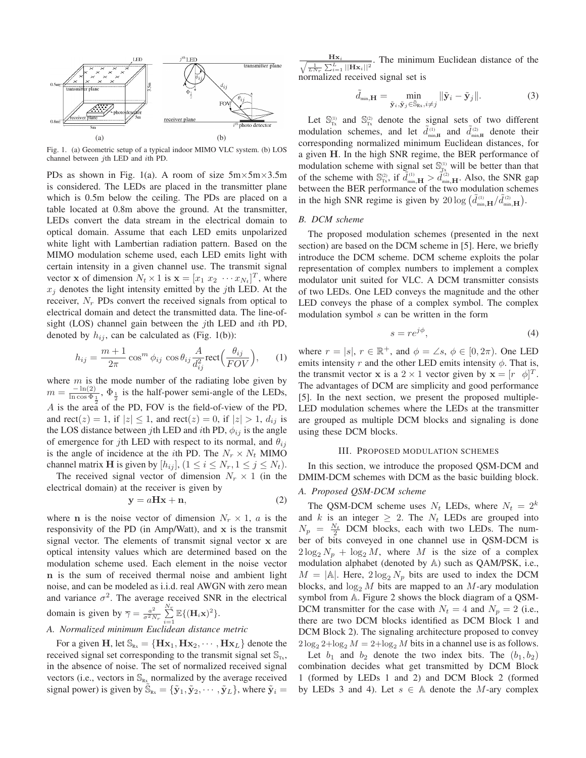Fig. 1. (a) Geometric setup of a typical indoor MIMO VLC system. (b) LOS channel between $j$th LED and $i$th PD.

PDs as shown in Fig. 1(a). A room of size 5m×5m×3.5m is considered. The LEDs are placed in the transmitter plane which is 0.5m below the ceiling. The PDs are placed on a table located at 0.8m above the ground. At the transmitter, LEDs convert the data stream in the electrical domain to optical domain. Assume that each LED emits unpolarized white light with Lambertian radiation pattern. Based on the MIMO modulation scheme used, each LED emits light with certain intensity in a given channel use. The transmit signal vector $\mathbf{x}$ of dimension $N_t \times 1$ is $\mathbf{x} = [x_1 \ x_2 \ \cdots x_{N_t}]^T$, where $x_j$ denotes the light intensity emitted by the $j$th LED. At the receiver, $N_r$ PDs convert the received signals from optical to electrical domain and detect the transmitted data. The line-of-sight (LOS) channel gain between the $j$th LED and $i$th PD, denoted by $h_{ij}$, can be calculated as (Fig. 1(b)):

$$h_{ij} = \frac{m+1}{2\pi} \cos^m \phi_{ij} \, \cos\theta_{ij} \frac{A}{d_{ij}^2} \text{rect}\Big(\frac{\theta_{ij}}{FOV}\Big), \tag{1}$$

where $m$ is the mode number of the radiating lobe given by $m = \frac{-\ln(2)}{\ln \cos \Phi_{\frac{1}{2}}}$, $\Phi_{\frac{1}{2}}$ is the half-power semi-angle of the LEDs, $A$ is the area of the PD, FOV is the field-of-view of the PD, and $\text{rect}(z) = 1$, if $|z| \leq 1$, and $\text{rect}(z) = 0$, if $|z| > 1$, $d_{ij}$ is the LOS distance between $j$th LED and $i$th PD, $\phi_{ij}$ is the angle of emergence for $j$th LED with respect to its normal, and $\theta_{ij}$ is the angle of incidence at the $i$th PD. The $N_r \times N_t$ MIMO channel matrix $\mathbf{H}$ is given by $[h_{ij}]$, $(1 \leq i \leq N_r, 1 \leq j \leq N_t)$.

The received signal vector of dimension $N_r \times 1$ (in the electrical domain) at the receiver is given by

$$\mathbf{y} = a\mathbf{H}\mathbf{x} + \mathbf{n}, \tag{2}$$

where $\mathbf{n}$ is the noise vector of dimension $N_r \times 1$, $a$ is the responsivity of the PD (in Amp/Watt), and $\mathbf{x}$ is the transmit signal vector. The elements of transmit signal vector $\mathbf{x}$ are optical intensity values which are determined based on the modulation scheme used. Each element in the noise vector $\mathbf{n}$ is the sum of received thermal noise and ambient light noise, and can be modeled as i.i.d. real AWGN with zero mean and variance $\sigma^2$. The average received SNR in the electrical domain is given by $\overline{\gamma} = \frac{a^2}{\sigma^2 N_r} \sum_{i=1}^{N_r} \mathbb{E}\{(\mathbf{H}_i \mathbf{x})^2\}$.

### A. Normalized minimum Euclidean distance metric

For a given $\mathbf{H}$, let $\mathbb{S}_{\text{Rx}} = \{\mathbf{H}\mathbf{x}_1, \mathbf{H}\mathbf{x}_2, \cdots, \mathbf{H}\mathbf{x}_L\}$ denote the received signal set corresponding to the transmit signal set $\mathbb{S}_{\text{Tx}}$, in the absence of noise. The set of normalized received signal vectors (i.e., vectors in $\mathbb{S}_{\text{Rx}}$ normalized by the average received signal power) is given by $\tilde{\mathbb{S}}_{\text{Rx}} = \{\tilde{\mathbf{y}}_1, \tilde{\mathbf{y}}_2, \cdots, \tilde{\mathbf{y}}_L\}$, where $\tilde{\mathbf{y}}_i = \frac{\mathbf{H}\mathbf{x}_i}{\sqrt{\frac{1}{LN_r}\sum_{i=1}^{L} ||\mathbf{H}\mathbf{x}_i||^2}}$. The minimum Euclidean distance of the normalized received signal set is

$$\tilde{d}_{\text{min},\mathbf{H}} = \min_{\tilde{\mathbf{y}}_i, \tilde{\mathbf{y}}_j \in \tilde{\mathbb{S}}_{\text{Rx}}, i \neq j} \|\tilde{\mathbf{y}}_i - \tilde{\mathbf{y}}_j\|. \tag{3}$$

Let $\mathbb{S}_{\text{Tx}}^{(1)}$ and $\mathbb{S}_{\text{Tx}}^{(2)}$ denote the signal sets of two different modulation schemes, and let $\tilde{d}_{\text{min},\mathbf{H}}^{(1)}$ and $\tilde{d}_{\text{min},\mathbf{H}}^{(2)}$ denote their corresponding normalized minimum Euclidean distances, for a given $\mathbf{H}$. In the high SNR regime, the BER performance of modulation scheme with signal set $\mathbb{S}_{\text{Tx}}^{(1)}$ will be better than that of the scheme with $\mathbb{S}_{\text{Tx}}^{(2)}$, if $\tilde{d}_{\text{min},\mathbf{H}}^{(1)} > \tilde{d}_{\text{min},\mathbf{H}}^{(2)}$. Also, the SNR gap between the BER performance of the two modulation schemes in the high SNR regime is given by $20 \log \big(\tilde{d}_{\text{min},\mathbf{H}}^{(1)} / \tilde{d}_{\text{min},\mathbf{H}}^{(2)}\big)$.

### B. DCM scheme

The proposed modulation schemes (presented in the next section) are based on the DCM scheme in [5]. Here, we briefly introduce the DCM scheme. DCM scheme exploits the polar representation of complex numbers to implement a complex modulator unit suited for VLC. A DCM transmitter consists of two LEDs. One LED conveys the magnitude and the other LED conveys the phase of a complex symbol. The complex modulation symbol $s$ can be written in the form

$$s = re^{j\phi}, \tag{4}$$

where $r = |s|$, $r \in \mathbb{R}^+$, and $\phi = \angle s$, $\phi \in [0, 2\pi)$. One LED emits intensity $r$ and the other LED emits intensity $\phi$. That is, the transmit vector $\mathbf{x}$ is a $2 \times 1$ vector given by $\mathbf{x} = [r \ \ \phi]^T$. The advantages of DCM are simplicity and good performance [5]. In the next section, we present the proposed multiple-LED modulation schemes where the LEDs at the transmitter are grouped as multiple DCM blocks and signaling is done using these DCM blocks.

## III. PROPOSED MODULATION SCHEMES

In this section, we introduce the proposed QSM-DCM and DMIM-DCM schemes with DCM as the basic building block.

### A. Proposed QSM-DCM scheme

The QSM-DCM scheme uses $N_t$ LEDs, where $N_t = 2^k$ and $k$ is an integer $\geq 2$. The $N_t$ LEDs are grouped into $N_p = \frac{N_t}{2}$ DCM blocks, each with two LEDs. The number of bits conveyed in one channel use in QSM-DCM is $2\log_2 N_p + \log_2 M$, where $M$ is the size of a complex modulation alphabet (denoted by $\mathbb{A}$) such as QAM/PSK, i.e., $M = |\mathbb{A}|$. Here, $2\log_2 N_p$ bits are used to index the DCM blocks, and $\log_2 M$ bits are mapped to an $M$-ary modulation symbol from $\mathbb{A}$. Figure 2 shows the block diagram of a QSM-DCM transmitter for the case with $N_t = 4$ and $N_p = 2$ (i.e., there are two DCM blocks identified as DCM Block 1 and DCM Block 2). The signaling architecture proposed to convey $2\log_2 2 + \log_2 M = 2 + \log_2 M$ bits in a channel use is as follows.

Let $b_1$ and $b_2$ denote the two index bits. The $(b_1, b_2)$ combination decides what get transmitted by DCM Block 1 (formed by LEDs 1 and 2) and DCM Block 2 (formed by LEDs 3 and 4). Let $s \in \mathbb{A}$ denote the $M$-ary complex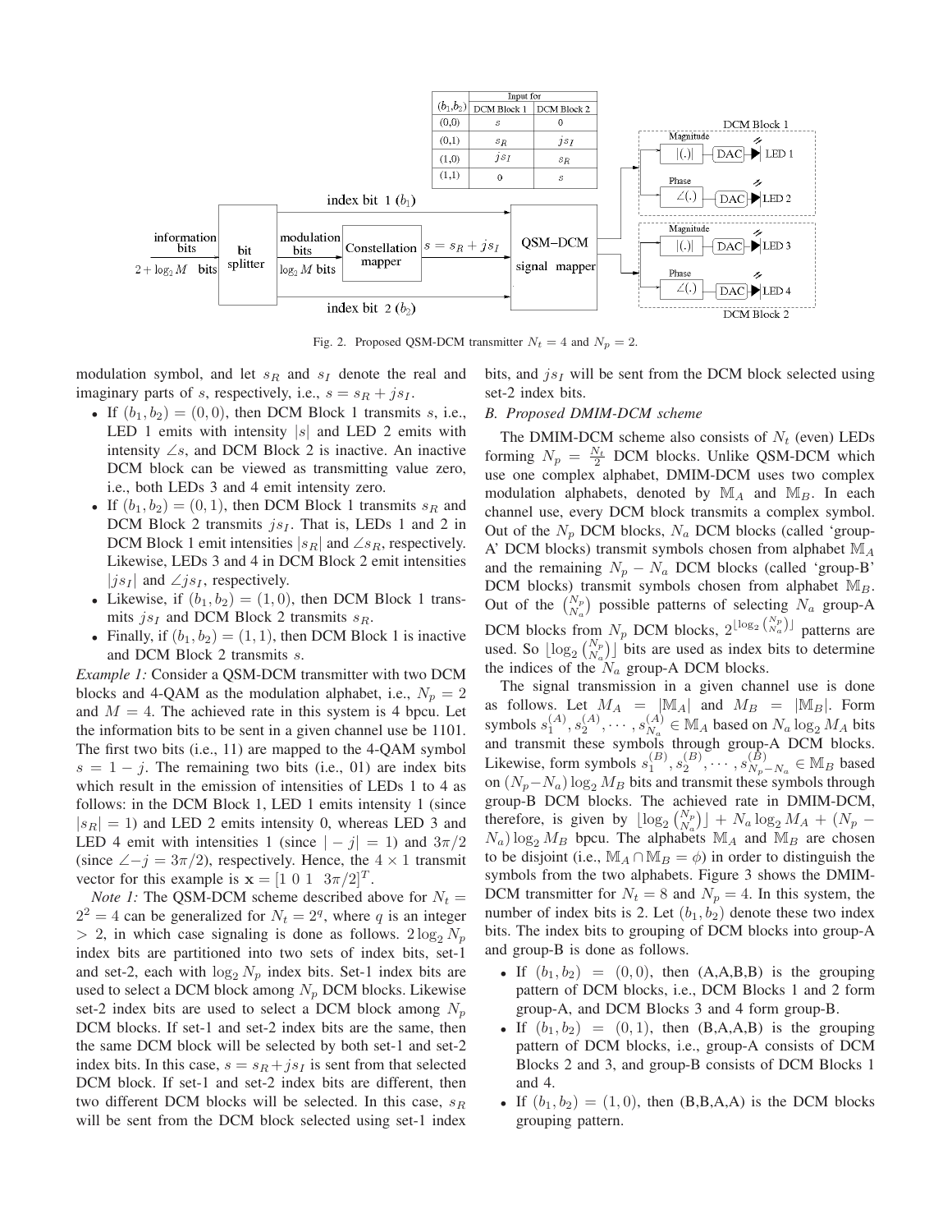| $(b_1,b_2)$ | Input for DCM Block 1 | Input for DCM Block 2 |
|---|---|---|
| (0,0) | $s$ | 0 |
| (0,1) | $s_R$ | $js_I$ |
| (1,0) | $js_I$ | $s_R$ |
| (1,1) | 0 | $s$ |

Fig. 2. Proposed QSM-DCM transmitter $N_t = 4$ and $N_p = 2$.

modulation symbol, and let $s_R$ and $s_I$ denote the real and imaginary parts of $s$, respectively, i.e., $s = s_R + js_I$.

- If $(b_1, b_2) = (0, 0)$, then DCM Block 1 transmits $s$, i.e., LED 1 emits with intensity $|s|$ and LED 2 emits with intensity $\angle s$, and DCM Block 2 is inactive. An inactive DCM block can be viewed as transmitting value zero, i.e., both LEDs 3 and 4 emit intensity zero.
- If $(b_1, b_2) = (0, 1)$, then DCM Block 1 transmits $s_R$ and DCM Block 2 transmits $js_I$. That is, LEDs 1 and 2 in DCM Block 1 emit intensities $|s_R|$ and $\angle s_R$, respectively. Likewise, LEDs 3 and 4 in DCM Block 2 emit intensities $|js_I|$ and $\angle js_I$, respectively.
- Likewise, if $(b_1, b_2) = (1, 0)$, then DCM Block 1 transmits $js_I$ and DCM Block 2 transmits $s_R$.
- Finally, if $(b_1, b_2) = (1, 1)$, then DCM Block 1 is inactive and DCM Block 2 transmits $s$.

*Example 1:* Consider a QSM-DCM transmitter with two DCM blocks and 4-QAM as the modulation alphabet, i.e., $N_p = 2$ and $M = 4$. The achieved rate in this system is 4 bpcu. Let the information bits to be sent in a given channel use be 1101. The first two bits (i.e., 11) are mapped to the 4-QAM symbol $s = 1 - j$. The remaining two bits (i.e., 01) are index bits which result in the emission of intensities of LEDs 1 to 4 as follows: in the DCM Block 1, LED 1 emits intensity 1 (since $|s_R| = 1$) and LED 2 emits intensity 0, whereas LED 3 and LED 4 emit with intensities 1 (since $|-j| = 1$) and $3\pi/2$ (since $\angle -j = 3\pi/2$), respectively. Hence, the $4 \times 1$ transmit vector for this example is $\mathbf{x} = [1\ 0\ 1\ \ 3\pi/2]^T$.

*Note 1:* The QSM-DCM scheme described above for $N_t = 2^2 = 4$ can be generalized for $N_t = 2^q$, where $q$ is an integer $> 2$, in which case signaling is done as follows. $2\log_2 N_p$ index bits are partitioned into two sets of index bits, set-1 and set-2, each with $\log_2 N_p$ index bits. Set-1 index bits are used to select a DCM block among $N_p$ DCM blocks. Likewise set-2 index bits are used to select a DCM block among $N_p$ DCM blocks. If set-1 and set-2 index bits are the same, then the same DCM block will be selected by both set-1 and set-2 index bits. In this case, $s = s_R + js_I$ is sent from that selected DCM block. If set-1 and set-2 index bits are different, then two different DCM blocks will be selected. In this case, $s_R$ will be sent from the DCM block selected using set-1 index bits, and $js_I$ will be sent from the DCM block selected using set-2 index bits.

### B. Proposed DMIM-DCM scheme

The DMIM-DCM scheme also consists of $N_t$ (even) LEDs forming $N_p = \frac{N_t}{2}$ DCM blocks. Unlike QSM-DCM which use one complex alphabet, DMIM-DCM uses two complex modulation alphabets, denoted by $\mathbb{M}_A$ and $\mathbb{M}_B$. In each channel use, every DCM block transmits a complex symbol. Out of the $N_p$ DCM blocks, $N_a$ DCM blocks (called 'group-A' DCM blocks) transmit symbols chosen from alphabet $\mathbb{M}_A$ and the remaining $N_p - N_a$ DCM blocks (called 'group-B' DCM blocks) transmit symbols chosen from alphabet $\mathbb{M}_B$. Out of the $\binom{N_p}{N_a}$ possible patterns of selecting $N_a$ group-A DCM blocks from $N_p$ DCM blocks, $2^{\lfloor \log_2 \binom{N_p}{N_a} \rfloor}$ patterns are used. So $\lfloor \log_2 \binom{N_p}{N_a} \rfloor$ bits are used as index bits to determine the indices of the $N_a$ group-A DCM blocks.

The signal transmission in a given channel use is done as follows. Let $M_A = |\mathbb{M}_A|$ and $M_B = |\mathbb{M}_B|$. Form symbols $s_1^{(A)}, s_2^{(A)}, \cdots, s_{N_a}^{(A)} \in \mathbb{M}_A$ based on $N_a \log_2 M_A$ bits and transmit these symbols through group-A DCM blocks. Likewise, form symbols $s_1^{(B)}, s_2^{(B)}, \cdots, s_{N_p-N_a}^{(B)} \in \mathbb{M}_B$ based on $(N_p - N_a)\log_2 M_B$ bits and transmit these symbols through group-B DCM blocks. The achieved rate in DMIM-DCM, therefore, is given by $\lfloor \log_2 \binom{N_p}{N_a} \rfloor + N_a \log_2 M_A + (N_p - N_a)\log_2 M_B$ bpcu. The alphabets $\mathbb{M}_A$ and $\mathbb{M}_B$ are chosen to be disjoint (i.e., $\mathbb{M}_A \cap \mathbb{M}_B = \phi$) in order to distinguish the symbols from the two alphabets. Figure 3 shows the DMIM-DCM transmitter for $N_t = 8$ and $N_p = 4$. In this system, the number of index bits is 2. Let $(b_1, b_2)$ denote these two index bits. The index bits to grouping of DCM blocks into group-A and group-B is done as follows.

- If $(b_1, b_2) = (0, 0)$, then (A,A,B,B) is the grouping pattern of DCM blocks, i.e., DCM Blocks 1 and 2 form group-A, and DCM Blocks 3 and 4 form group-B.
- If $(b_1, b_2) = (0, 1)$, then (B,A,A,B) is the grouping pattern of DCM blocks, i.e., group-A consists of DCM Blocks 2 and 3, and group-B consists of DCM Blocks 1 and 4.
- If $(b_1, b_2) = (1, 0)$, then (B,B,A,A) is the DCM blocks grouping pattern.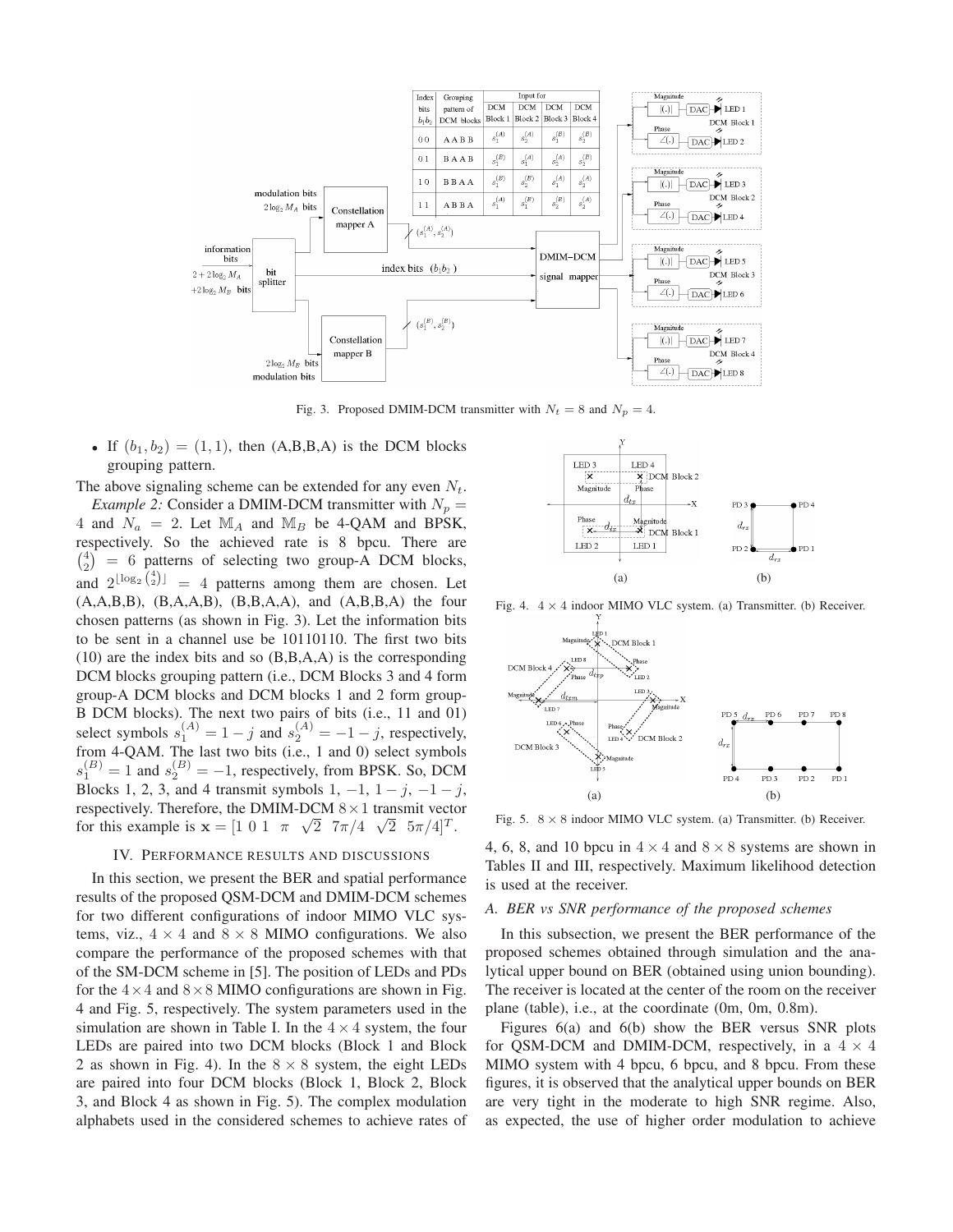Fig. 3. Proposed DMIM-DCM transmitter with $N_t = 8$ and $N_p = 4$.

- If $(b_1, b_2) = (1, 1)$, then (A,B,B,A) is the DCM blocks grouping pattern.

The above signaling scheme can be extended for any even $N_t$.

*Example 2:* Consider a DMIM-DCM transmitter with $N_p = 4$ and $N_a = 2$. Let $\mathbb{M}_A$ and $\mathbb{M}_B$ be 4-QAM and BPSK, respectively. So the achieved rate is 8 bpcu. There are $\binom{4}{2} = 6$ patterns of selecting two group-A DCM blocks, and $2^{\lfloor \log_2 \binom{4}{2} \rfloor} = 4$ patterns among them are chosen. Let (A,A,B,B), (B,A,A,B), (B,B,A,A), and (A,B,B,A) the four chosen patterns (as shown in Fig. 3). Let the information bits to be sent in a channel use be 10110110. The first two bits (10) are the index bits and so (B,B,A,A) is the corresponding DCM blocks grouping pattern (i.e., DCM Blocks 3 and 4 form group-A DCM blocks and DCM blocks 1 and 2 form group-B DCM blocks). The next two pairs of bits (i.e., 11 and 01) select symbols $s_1^{(A)} = 1 - j$ and $s_2^{(A)} = -1 - j$, respectively, from 4-QAM. The last two bits (i.e., 1 and 0) select symbols $s_1^{(B)} = 1$ and $s_2^{(B)} = -1$, respectively, from BPSK. So, DCM Blocks 1, 2, 3, and 4 transmit symbols 1, $-1$, $1 - j$, $-1 - j$, respectively. Therefore, the DMIM-DCM $8 \times 1$ transmit vector for this example is $\mathbf{x} = [1 \ 0 \ 1 \ \pi \ \sqrt{2} \ 7\pi/4 \ \sqrt{2} \ 5\pi/4]^T$.

## IV. Performance results and discussions

In this section, we present the BER and spatial performance results of the proposed QSM-DCM and DMIM-DCM schemes for two different configurations of indoor MIMO VLC systems, viz., $4 \times 4$ and $8 \times 8$ MIMO configurations. We also compare the performance of the proposed schemes with that of the SM-DCM scheme in [5]. The position of LEDs and PDs for the $4 \times 4$ and $8 \times 8$ MIMO configurations are shown in Fig. 4 and Fig. 5, respectively. The system parameters used in the simulation are shown in Table I. In the $4 \times 4$ system, the four LEDs are paired into two DCM blocks (Block 1 and Block 2 as shown in Fig. 4). In the $8 \times 8$ system, the eight LEDs are paired into four DCM blocks (Block 1, Block 2, Block 3, and Block 4 as shown in Fig. 5). The complex modulation alphabets used in the considered schemes to achieve rates of 4, 6, 8, and 10 bpcu in $4 \times 4$ and $8 \times 8$ systems are shown in Tables II and III, respectively. Maximum likelihood detection is used at the receiver.

Fig. 4. $4 \times 4$ indoor MIMO VLC system. (a) Transmitter. (b) Receiver.

Fig. 5. $8 \times 8$ indoor MIMO VLC system. (a) Transmitter. (b) Receiver.

### A. BER vs SNR performance of the proposed schemes

In this subsection, we present the BER performance of the proposed schemes obtained through simulation and the analytical upper bound on BER (obtained using union bounding). The receiver is located at the center of the room on the receiver plane (table), i.e., at the coordinate (0m, 0m, 0.8m).

Figures 6(a) and 6(b) show the BER versus SNR plots for QSM-DCM and DMIM-DCM, respectively, in a $4 \times 4$ MIMO system with 4 bpcu, 6 bpcu, and 8 bpcu. From these figures, it is observed that the analytical upper bounds on BER are very tight in the moderate to high SNR regime. Also, as expected, the use of higher order modulation to achieve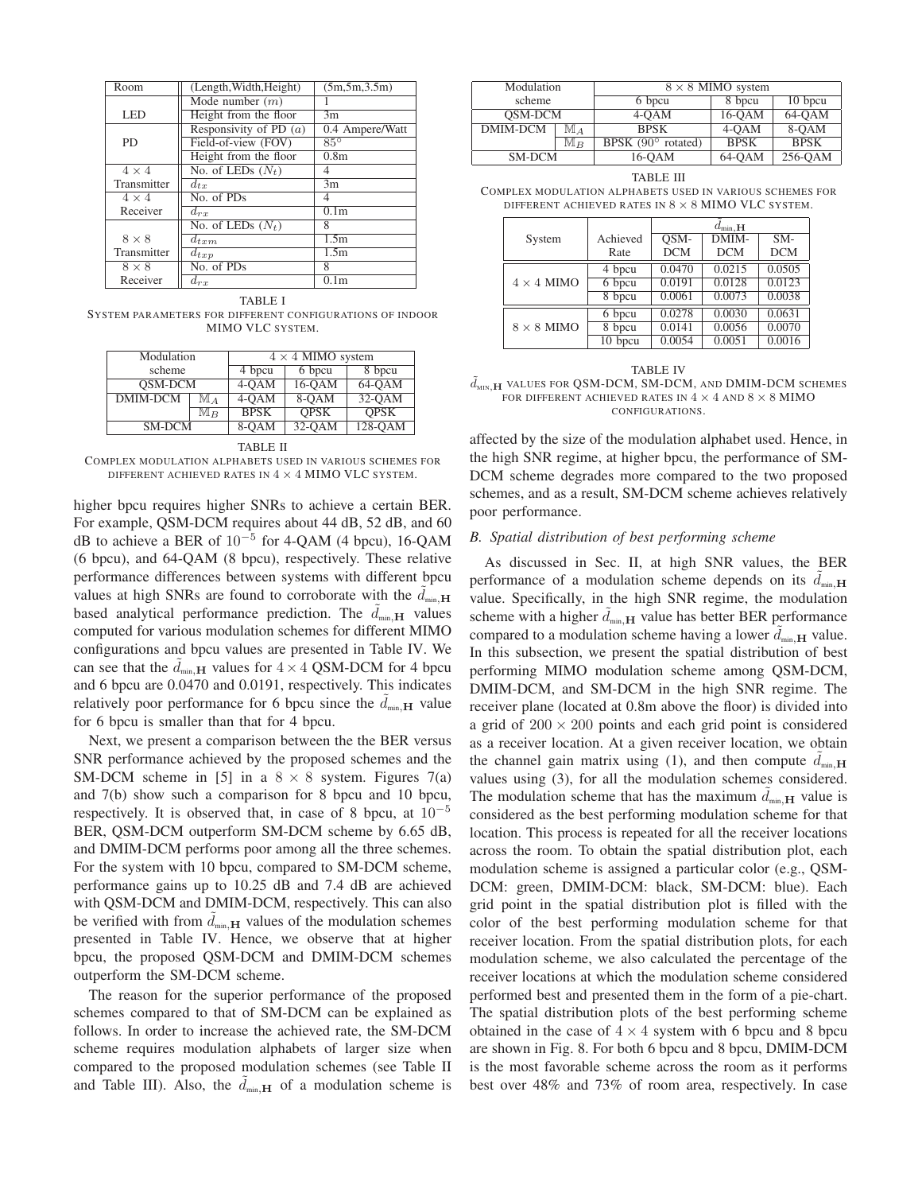| Room | (Length,Width,Height) | (5m,5m,3.5m) |
|---|---|---|
| LED | Mode number ($m$) | 1 |
| | Height from the floor | 3m |
| PD | Responsivity of PD ($a$) | 0.4 Ampere/Watt |
| | Field-of-view (FOV) | 85° |
| | Height from the floor | 0.8m |
| $4 \times 4$ Transmitter | No. of LEDs ($N_t$) | 4 |
| | $d_{tx}$ | 3m |
| $4 \times 4$ Receiver | No. of PDs | 4 |
| | $d_{rx}$ | 0.1m |
| $8 \times 8$ Transmitter | No. of LEDs ($N_t$) | 8 |
| | $d_{txm}$ | 1.5m |
| | $d_{txp}$ | 1.5m |
| $8 \times 8$ Receiver | No. of PDs | 8 |
| | $d_{rx}$ | 0.1m |

TABLE I
SYSTEM PARAMETERS FOR DIFFERENT CONFIGURATIONS OF INDOOR MIMO VLC SYSTEM.

| Modulation scheme | | $4 \times 4$ MIMO system | | |
|---|---|---|---|---|
| | | 4 bpcu | 6 bpcu | 8 bpcu |
| QSM-DCM | | 4-QAM | 16-QAM | 64-QAM |
| DMIM-DCM | $\mathbb{M}_A$ | 4-QAM | 8-QAM | 32-QAM |
| | $\mathbb{M}_B$ | BPSK | QPSK | QPSK |
| SM-DCM | | 8-QAM | 32-QAM | 128-QAM |

TABLE II
COMPLEX MODULATION ALPHABETS USED IN VARIOUS SCHEMES FOR DIFFERENT ACHIEVED RATES IN $4 \times 4$ MIMO VLC SYSTEM.

higher bpcu requires higher SNRs to achieve a certain BER. For example, QSM-DCM requires about 44 dB, 52 dB, and 60 dB to achieve a BER of $10^{-5}$ for 4-QAM (4 bpcu), 16-QAM (6 bpcu), and 64-QAM (8 bpcu), respectively. These relative performance differences between systems with different bpcu values at high SNRs are found to corroborate with the $\tilde{d}_{\min,\mathbf{H}}$ based analytical performance prediction. The $\tilde{d}_{\min,\mathbf{H}}$ values computed for various modulation schemes for different MIMO configurations and bpcu values are presented in Table IV. We can see that the $\tilde{d}_{\min,\mathbf{H}}$ values for $4 \times 4$ QSM-DCM for 4 bpcu and 6 bpcu are 0.0470 and 0.0191, respectively. This indicates relatively poor performance for 6 bpcu since the $\tilde{d}_{\min,\mathbf{H}}$ value for 6 bpcu is smaller than that for 4 bpcu.

Next, we present a comparison between the the BER versus SNR performance achieved by the proposed schemes and the SM-DCM scheme in [5] in a $8 \times 8$ system. Figures 7(a) and 7(b) show such a comparison for 8 bpcu and 10 bpcu, respectively. It is observed that, in case of 8 bpcu, at $10^{-5}$ BER, QSM-DCM and DMIM-DCM outperform SM-DCM scheme by 6.65 dB, and DMIM-DCM performs poor among all the three schemes. For the system with 10 bpcu, compared to SM-DCM scheme, performance gains up to 10.25 dB and 7.4 dB are achieved with QSM-DCM and DMIM-DCM, respectively. This can also be verified with from $\tilde{d}_{\min,\mathbf{H}}$ values of the modulation schemes presented in Table IV. Hence, we observe that at higher bpcu, the proposed QSM-DCM and DMIM-DCM schemes outperform the SM-DCM scheme.

The reason for the superior performance of the proposed schemes compared to that of SM-DCM can be explained as follows. In order to increase the achieved rate, the SM-DCM scheme requires modulation alphabets of larger size when compared to the proposed modulation schemes (see Table II and Table III). Also, the $\tilde{d}_{\min,\mathbf{H}}$ of a modulation scheme is

| Modulation scheme | | $8 \times 8$ MIMO system | | |
|---|---|---|---|---|
| | | 6 bpcu | 8 bpcu | 10 bpcu |
| QSM-DCM | | 4-QAM | 16-QAM | 64-QAM |
| DMIM-DCM | $\mathbb{M}_A$ | BPSK | 4-QAM | 8-QAM |
| | $\mathbb{M}_B$ | BPSK (90° rotated) | BPSK | BPSK |
| SM-DCM | | 16-QAM | 64-QAM | 256-QAM |

TABLE III
COMPLEX MODULATION ALPHABETS USED IN VARIOUS SCHEMES FOR DIFFERENT ACHIEVED RATES IN $8 \times 8$ MIMO VLC SYSTEM.

| System | Achieved Rate | $\tilde{d}_{\min,\mathbf{H}}$ | | |
|---|---|---|---|---|
| | | QSM-DCM | DMIM-DCM | SM-DCM |
| $4 \times 4$ MIMO | 4 bpcu | 0.0470 | 0.0215 | 0.0505 |
| | 6 bpcu | 0.0191 | 0.0128 | 0.0123 |
| | 8 bpcu | 0.0061 | 0.0073 | 0.0038 |
| $8 \times 8$ MIMO | 6 bpcu | 0.0278 | 0.0030 | 0.0631 |
| | 8 bpcu | 0.0141 | 0.0056 | 0.0070 |
| | 10 bpcu | 0.0054 | 0.0051 | 0.0016 |

TABLE IV
$\tilde{d}_{\min,\mathbf{H}}$ VALUES FOR QSM-DCM, SM-DCM, AND DMIM-DCM SCHEMES FOR DIFFERENT ACHIEVED RATES IN $4 \times 4$ AND $8 \times 8$ MIMO CONFIGURATIONS.

affected by the size of the modulation alphabet used. Hence, in the high SNR regime, at higher bpcu, the performance of SM-DCM scheme degrades more compared to the two proposed schemes, and as a result, SM-DCM scheme achieves relatively poor performance.

### B. Spatial distribution of best performing scheme

As discussed in Sec. II, at high SNR values, the BER performance of a modulation scheme depends on its $\tilde{d}_{\min,\mathbf{H}}$ value. Specifically, in the high SNR regime, the modulation scheme with a higher $\tilde{d}_{\min,\mathbf{H}}$ value has better BER performance compared to a modulation scheme having a lower $\tilde{d}_{\min,\mathbf{H}}$ value. In this subsection, we present the spatial distribution of best performing MIMO modulation scheme among QSM-DCM, DMIM-DCM, and SM-DCM in the high SNR regime. The receiver plane (located at 0.8m above the floor) is divided into a grid of $200 \times 200$ points and each grid point is considered as a receiver location. At a given receiver location, we obtain the channel gain matrix using (1), and then compute $\tilde{d}_{\min,\mathbf{H}}$ values using (3), for all the modulation schemes considered. The modulation scheme that has the maximum $\tilde{d}_{\min,\mathbf{H}}$ value is considered as the best performing modulation scheme for that location. This process is repeated for all the receiver locations across the room. To obtain the spatial distribution plot, each modulation scheme is assigned a particular color (e.g., QSM-DCM: green, DMIM-DCM: black, SM-DCM: blue). Each grid point in the spatial distribution plot is filled with the color of the best performing modulation scheme for that receiver location. From the spatial distribution plots, for each modulation scheme, we also calculated the percentage of the receiver locations at which the modulation scheme considered performed best and presented them in the form of a pie-chart. The spatial distribution plots of the best performing scheme obtained in the case of $4 \times 4$ system with 6 bpcu and 8 bpcu are shown in Fig. 8. For both 6 bpcu and 8 bpcu, DMIM-DCM is the most favorable scheme across the room as it performs best over 48% and 73% of room area, respectively. In case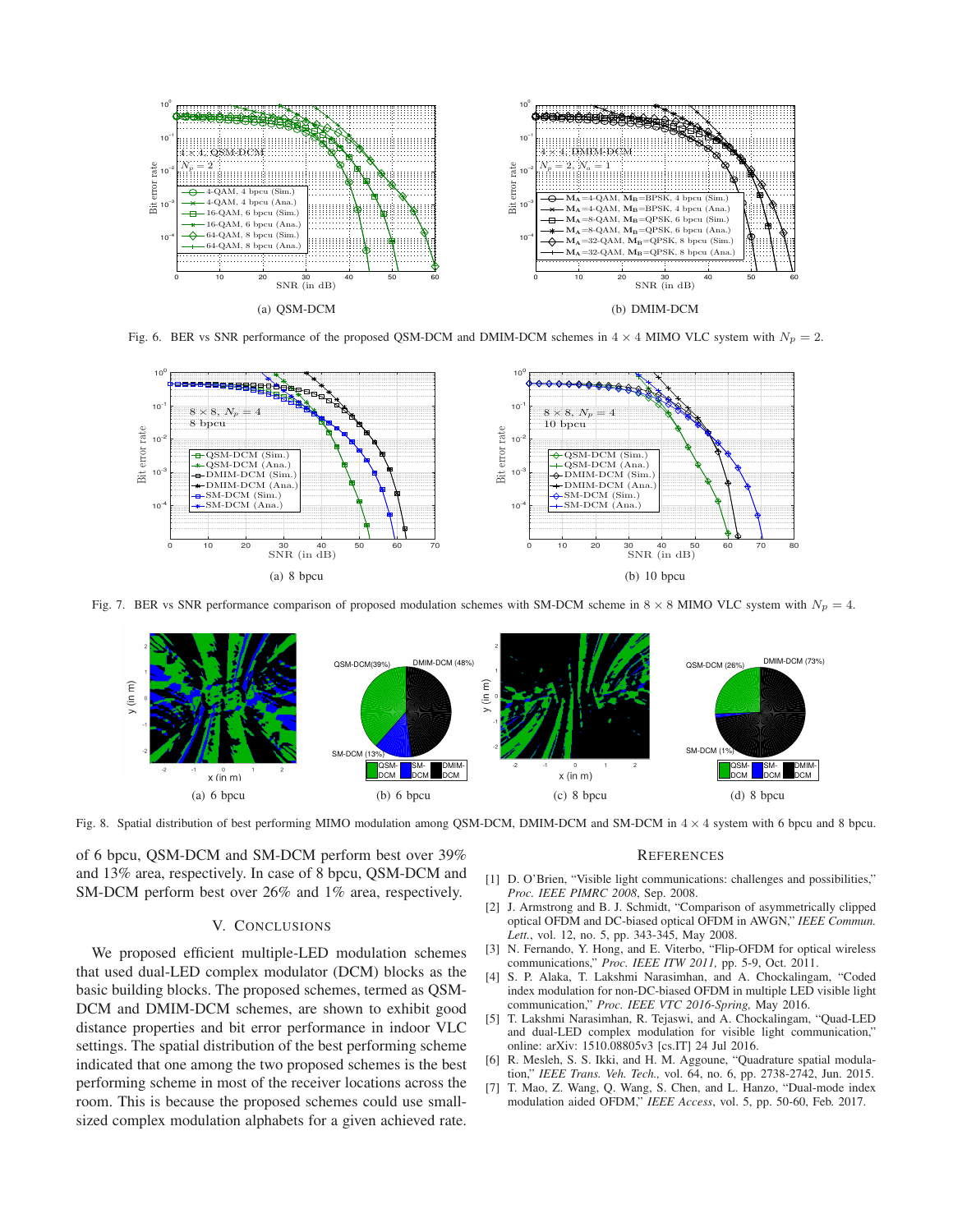(a) QSM-DCM

(b) DMIM-DCM

Fig. 6. BER vs SNR performance of the proposed QSM-DCM and DMIM-DCM schemes in $4 \times 4$ MIMO VLC system with $N_p = 2$.

(a) 8 bpcu

(b) 10 bpcu

Fig. 7. BER vs SNR performance comparison of proposed modulation schemes with SM-DCM scheme in $8 \times 8$ MIMO VLC system with $N_p = 4$.

(a) 6 bpcu

(b) 6 bpcu

(c) 8 bpcu

(d) 8 bpcu

Fig. 8. Spatial distribution of best performing MIMO modulation among QSM-DCM, DMIM-DCM and SM-DCM in $4 \times 4$ system with 6 bpcu and 8 bpcu.

of 6 bpcu, QSM-DCM and SM-DCM perform best over 39% and 13% area, respectively. In case of 8 bpcu, QSM-DCM and SM-DCM perform best over 26% and 1% area, respectively.

## V. Conclusions

We proposed efficient multiple-LED modulation schemes that used dual-LED complex modulator (DCM) blocks as the basic building blocks. The proposed schemes, termed as QSM-DCM and DMIM-DCM schemes, are shown to exhibit good distance properties and bit error performance in indoor VLC settings. The spatial distribution of the best performing scheme indicated that one among the two proposed schemes is the best performing scheme in most of the receiver locations across the room. This is because the proposed schemes could use small-sized complex modulation alphabets for a given achieved rate.

## References

[1] D. O'Brien, "Visible light communications: challenges and possibilities," *Proc. IEEE PIMRC 2008*, Sep. 2008.

[2] J. Armstrong and B. J. Schmidt, "Comparison of asymmetrically clipped optical OFDM and DC-biased optical OFDM in AWGN," *IEEE Commun. Lett.*, vol. 12, no. 5, pp. 343-345, May 2008.

[3] N. Fernando, Y. Hong, and E. Viterbo, "Flip-OFDM for optical wireless communications," *Proc. IEEE ITW 2011,* pp. 5-9, Oct. 2011.

[4] S. P. Alaka, T. Lakshmi Narasimhan, and A. Chockalingam, "Coded index modulation for non-DC-biased OFDM in multiple LED visible light communication," *Proc. IEEE VTC 2016-Spring,* May 2016.

[5] T. Lakshmi Narasimhan, R. Tejaswi, and A. Chockalingam, "Quad-LED and dual-LED complex modulation for visible light communication," online: arXiv: 1510.08805v3 [cs.IT] 24 Jul 2016.

[6] R. Mesleh, S. S. Ikki, and H. M. Aggoune, "Quadrature spatial modulation," *IEEE Trans. Veh. Tech.,* vol. 64, no. 6, pp. 2738-2742, Jun. 2015.

[7] T. Mao, Z. Wang, Q. Wang, S. Chen, and L. Hanzo, "Dual-mode index modulation aided OFDM," *IEEE Access*, vol. 5, pp. 50-60, Feb. 2017.